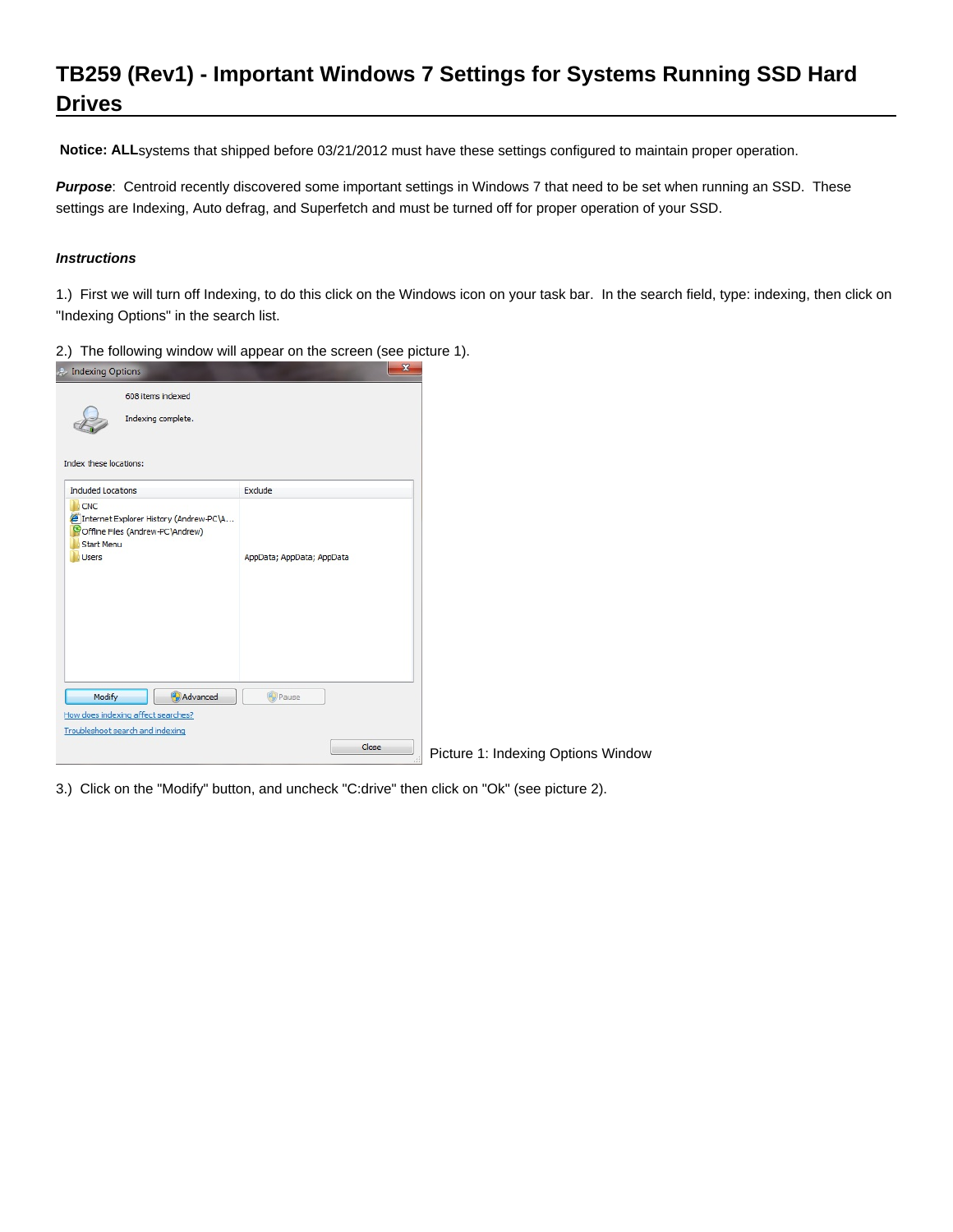# TB259 (Rev1) - Important Windows 7 Settings for Systems Running SSD Hard Drives

**Notice: ALL**systems that shipped before 03/21/2012 must have these settings configured to maintain proper operation.

***Purpose***: Centroid recently discovered some important settings in Windows 7 that need to be set when running an SSD. These settings are Indexing, Auto defrag, and Superfetch and must be turned off for proper operation of your SSD.

***Instructions***

1.) First we will turn off Indexing, to do this click on the Windows icon on your task bar. In the search field, type: indexing, then click on "Indexing Options" in the search list.

2.) The following window will appear on the screen (see picture 1).

Picture 1: Indexing Options Window

3.) Click on the "Modify" button, and uncheck "C:drive" then click on "Ok" (see picture 2).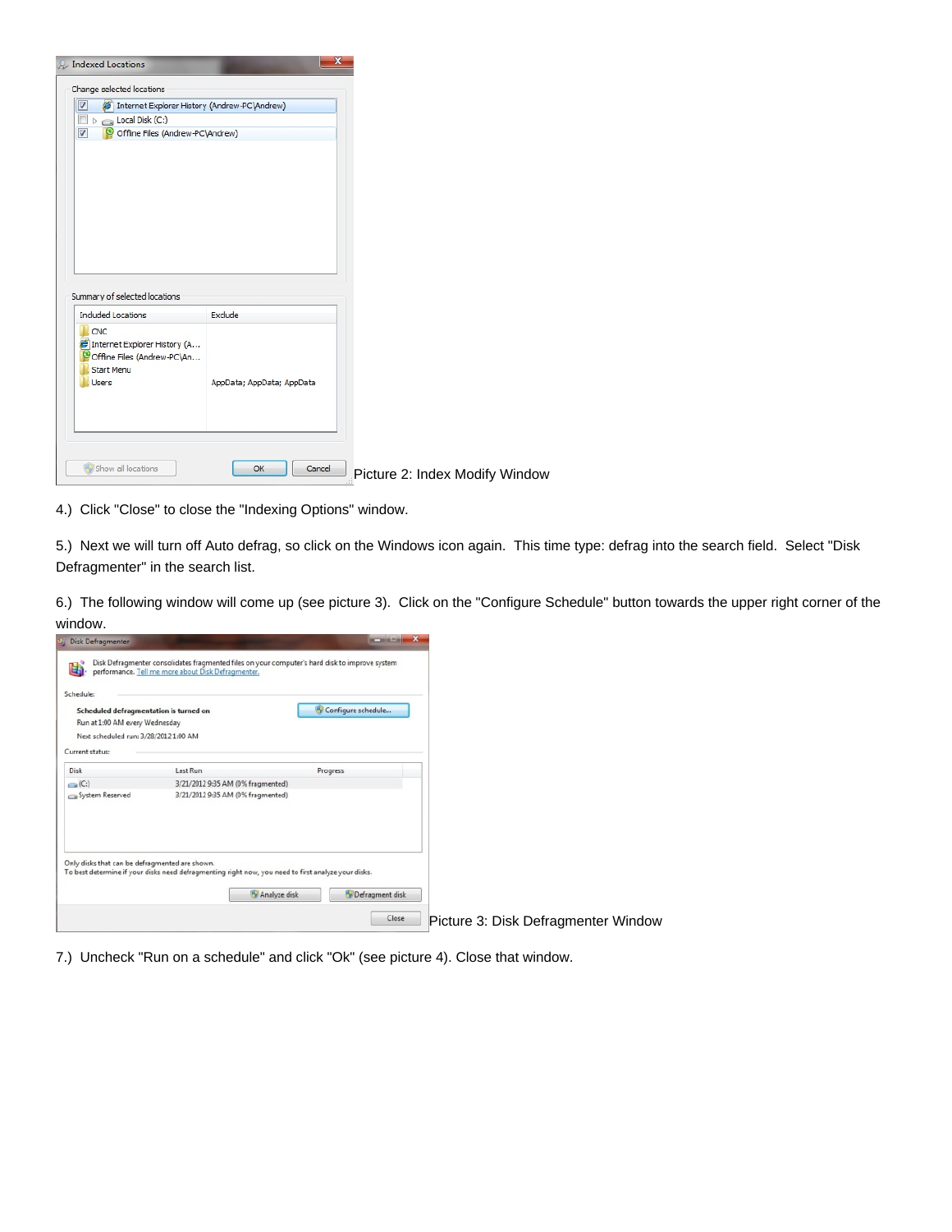Picture 2: Index Modify Window

4.) Click "Close" to close the "Indexing Options" window.

5.) Next we will turn off Auto defrag, so click on the Windows icon again. This time type: defrag into the search field. Select "Disk Defragmenter" in the search list.

6.) The following window will come up (see picture 3). Click on the "Configure Schedule" button towards the upper right corner of the window.

Picture 3: Disk Defragmenter Window

7.) Uncheck "Run on a schedule" and click "Ok" (see picture 4). Close that window.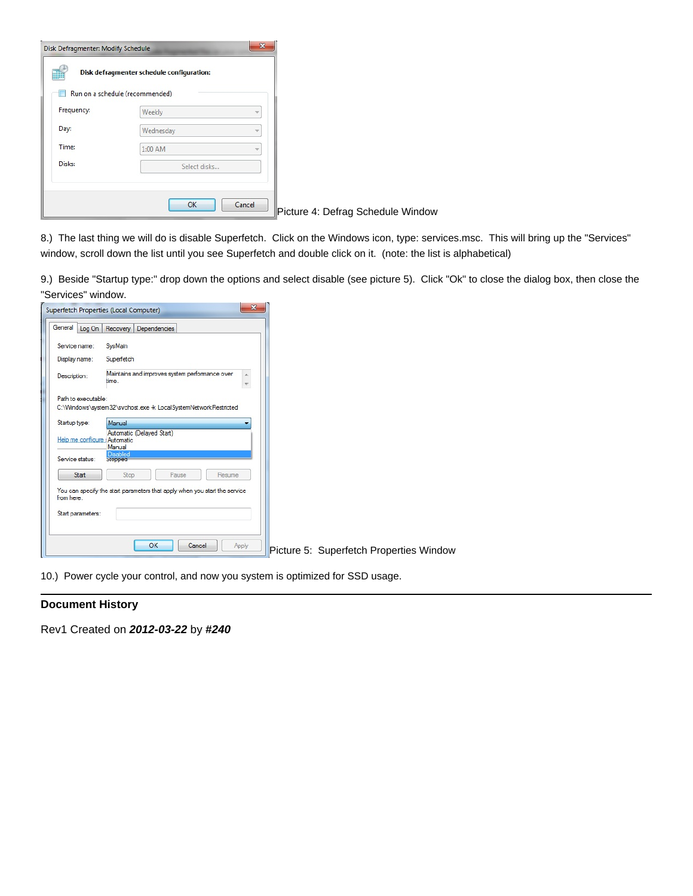Picture 4: Defrag Schedule Window

8.) The last thing we will do is disable Superfetch. Click on the Windows icon, type: services.msc. This will bring up the "Services" window, scroll down the list until you see Superfetch and double click on it. (note: the list is alphabetical)

9.) Beside "Startup type:" drop down the options and select disable (see picture 5). Click "Ok" to close the dialog box, then close the "Services" window.

Picture 5: Superfetch Properties Window

10.) Power cycle your control, and now you system is optimized for SSD usage.

---

**Document History**

Rev1 Created on ***2012-03-22*** by ***#240***